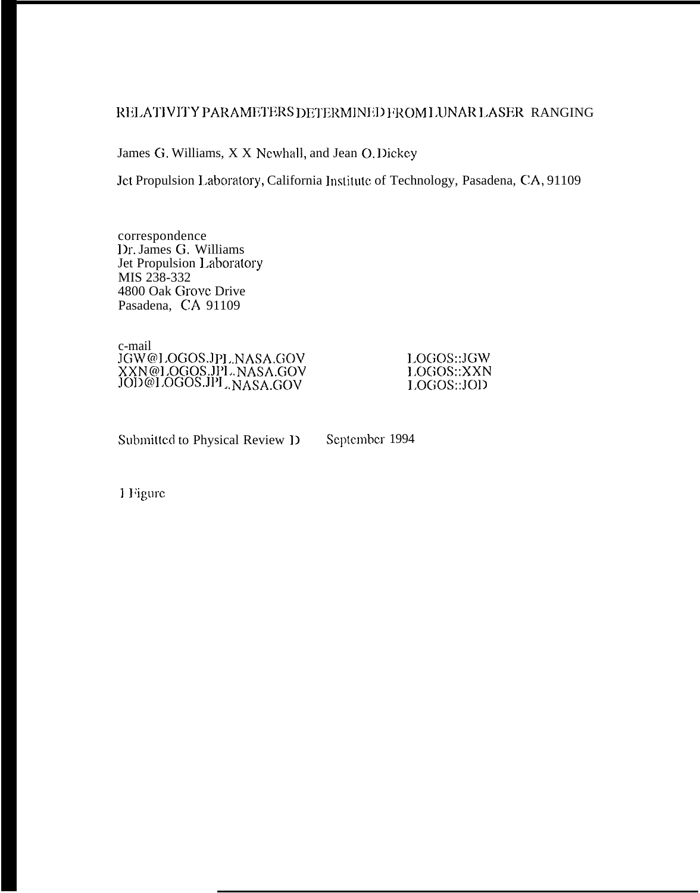# RELATIVITY PARAMETERS DETERMINED FROM LUNAR LASER RANGING

James G. Williams, X X Newhall, and Jean O. Dickey

Jet Propulsion Laboratory, California Institute of Technology, Pasadena, CA, 91109

correspondence
Dr. James G. Williams
Jet Propulsion Laboratory
MIS 238-332
4800 Oak Grove Drive
Pasadena, CA 91109

e-mail

| | |
|---|---|
| JGW@LOGOS.JPL.NASA.GOV | LOGOS::JGW |
| XXN@LOGOS.JPL.NASA.GOV | LOGOS::XXN |
| JOD@LOGOS.JPL.NASA.GOV | LOGOS::JOD |

Submitted to Physical Review D September 1994

1 Figure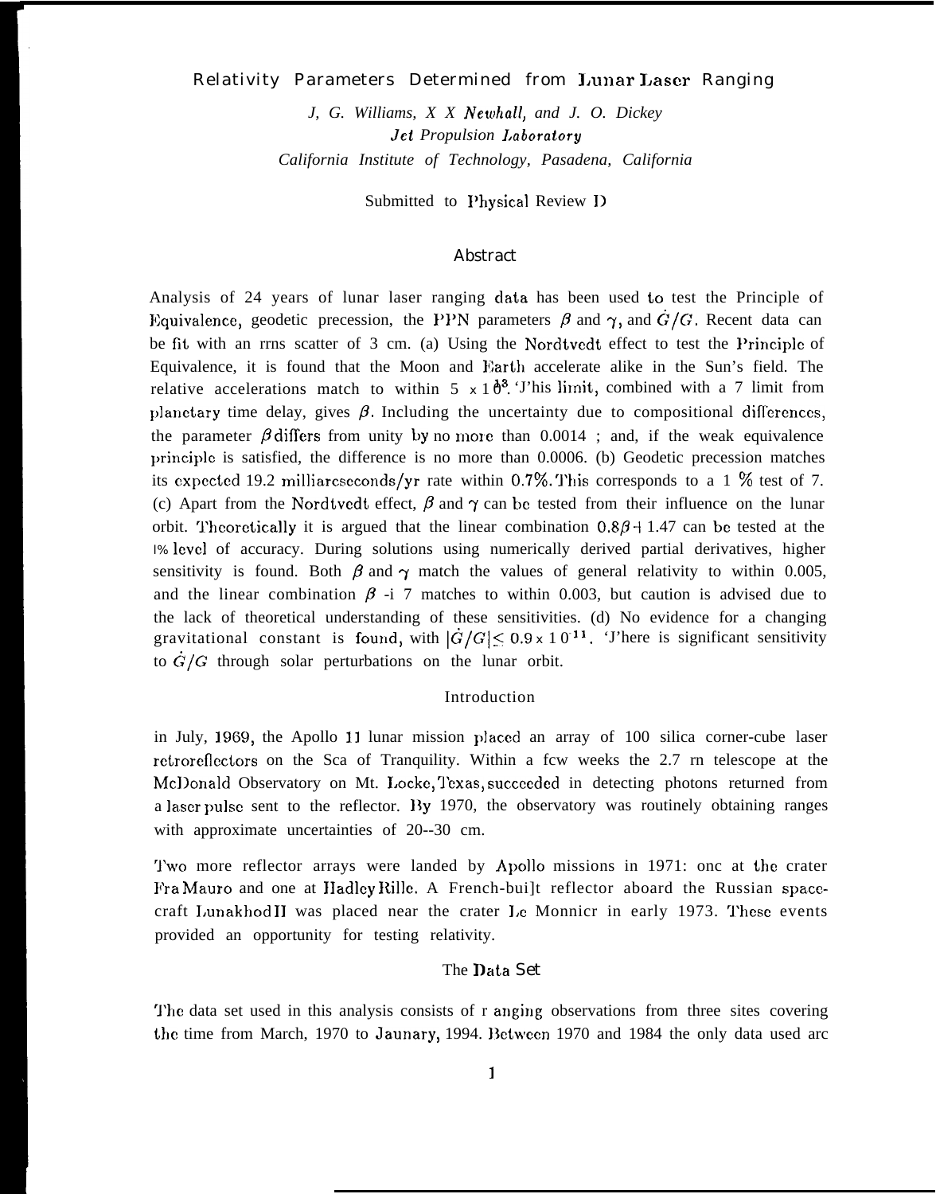# Relativity Parameters Determined from Lunar Laser Ranging

*J. G. Williams, X X Newhall, and J. O. Dickey*
*Jet Propulsion Laboratory*
*California Institute of Technology, Pasadena, California*

Submitted to Physical Review D

## Abstract

Analysis of 24 years of lunar laser ranging data has been used to test the Principle of Equivalence, geodetic precession, the PPN parameters $\beta$ and $\gamma$, and $\dot{G}/G$. Recent data can be fit with an rms scatter of 3 cm. (a) Using the Nordtvedt effect to test the Principle of Equivalence, it is found that the Moon and Earth accelerate alike in the Sun's field. The relative accelerations match to within $5 \times 10^{-13}$. This limit, combined with a $\gamma$ limit from planetary time delay, gives $\beta$. Including the uncertainty due to compositional differences, the parameter $\beta$ differs from unity by no more than 0.0014 ; and, if the weak equivalence principle is satisfied, the difference is no more than 0.0006. (b) Geodetic precession matches its expected 19.2 milliarcseconds/yr rate within 0.7%. This corresponds to a 1 % test of $\gamma$. (c) Apart from the Nordtvedt effect, $\beta$ and $\gamma$ can be tested from their influence on the lunar orbit. Theoretically it is argued that the linear combination $0.8\beta + 1.4\gamma$ can be tested at the 1% level of accuracy. During solutions using numerically derived partial derivatives, higher sensitivity is found. Both $\beta$ and $\gamma$ match the values of general relativity to within 0.005, and the linear combination $\beta + \gamma$ matches to within 0.003, but caution is advised due to the lack of theoretical understanding of these sensitivities. (d) No evidence for a changing gravitational constant is found, with $|\dot{G}/G| \leq 0.9 \times 10^{-11}$. There is significant sensitivity to $\dot{G}/G$ through solar perturbations on the lunar orbit.

## Introduction

in July, 1969, the Apollo 11 lunar mission placed an array of 100 silica corner-cube laser retroreflectors on the Sea of Tranquility. Within a few weeks the 2.7 m telescope at the McDonald Observatory on Mt. Locke, Texas, succeeded in detecting photons returned from a laser pulse sent to the reflector. By 1970, the observatory was routinely obtaining ranges with approximate uncertainties of 20--30 cm.

Two more reflector arrays were landed by Apollo missions in 1971: one at the crater Fra Mauro and one at Hadley Rille. A French-built reflector aboard the Russian spacecraft Lunakhod II was placed near the crater Le Monnier in early 1973. These events provided an opportunity for testing relativity.

## The Data Set

The data set used in this analysis consists of ranging observations from three sites covering the time from March, 1970 to Jaunary, 1994. Between 1970 and 1984 the only data used are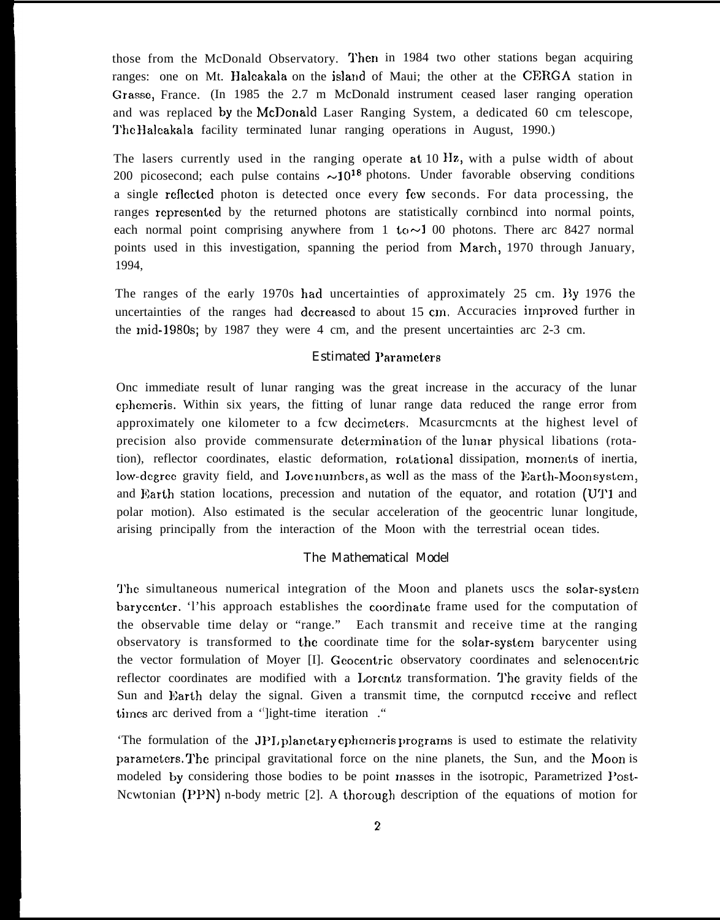those from the McDonald Observatory. Then in 1984 two other stations began acquiring ranges: one on Mt. Haleakala on the island of Maui; the other at the CERGA station in Grasse, France. (In 1985 the 2.7 m McDonald instrument ceased laser ranging operation and was replaced by the McDonald Laser Ranging System, a dedicated 60 cm telescope, The Haleakala facility terminated lunar ranging operations in August, 1990.)

The lasers currently used in the ranging operate at 10 Hz, with a pulse width of about 200 picosecond; each pulse contains $\sim 10^{18}$ photons. Under favorable observing conditions a single reflected photon is detected once every few seconds. For data processing, the ranges represented by the returned photons are statistically combined into normal points, each normal point comprising anywhere from 1 to $\sim$100 photons. There are 8427 normal points used in this investigation, spanning the period from March, 1970 through January, 1994,

The ranges of the early 1970s had uncertainties of approximately 25 cm. By 1976 the uncertainties of the ranges had decreased to about 15 cm. Accuracies improved further in the mid-1980s; by 1987 they were 4 cm, and the present uncertainties are 2-3 cm.

## Estimated Parameters

One immediate result of lunar ranging was the great increase in the accuracy of the lunar ephemeris. Within six years, the fitting of lunar range data reduced the range error from approximately one kilometer to a few decimeters. Measurements at the highest level of precision also provide commensurate determination of the lunar physical libations (rotation), reflector coordinates, elastic deformation, rotational dissipation, moments of inertia, low-degree gravity field, and Love numbers, as well as the mass of the Earth-Moon system, and Earth station locations, precession and nutation of the equator, and rotation (UT1 and polar motion). Also estimated is the secular acceleration of the geocentric lunar longitude, arising principally from the interaction of the Moon with the terrestrial ocean tides.

## The Mathematical Model

The simultaneous numerical integration of the Moon and planets uses the solar-system barycenter. This approach establishes the coordinate frame used for the computation of the observable time delay or "range." Each transmit and receive time at the ranging observatory is transformed to the coordinate time for the solar-system barycenter using the vector formulation of Moyer [1]. Geocentric observatory coordinates and selenocentric reflector coordinates are modified with a Lorentz transformation. The gravity fields of the Sun and Earth delay the signal. Given a transmit time, the computed receive and reflect times are derived from a "light-time iteration."

The formulation of the JPL planetary ephemeris programs is used to estimate the relativity parameters. The principal gravitational force on the nine planets, the Sun, and the Moon is modeled by considering those bodies to be point masses in the isotropic, Parametrized Post-Newtonian (PPN) n-body metric [2]. A thorough description of the equations of motion for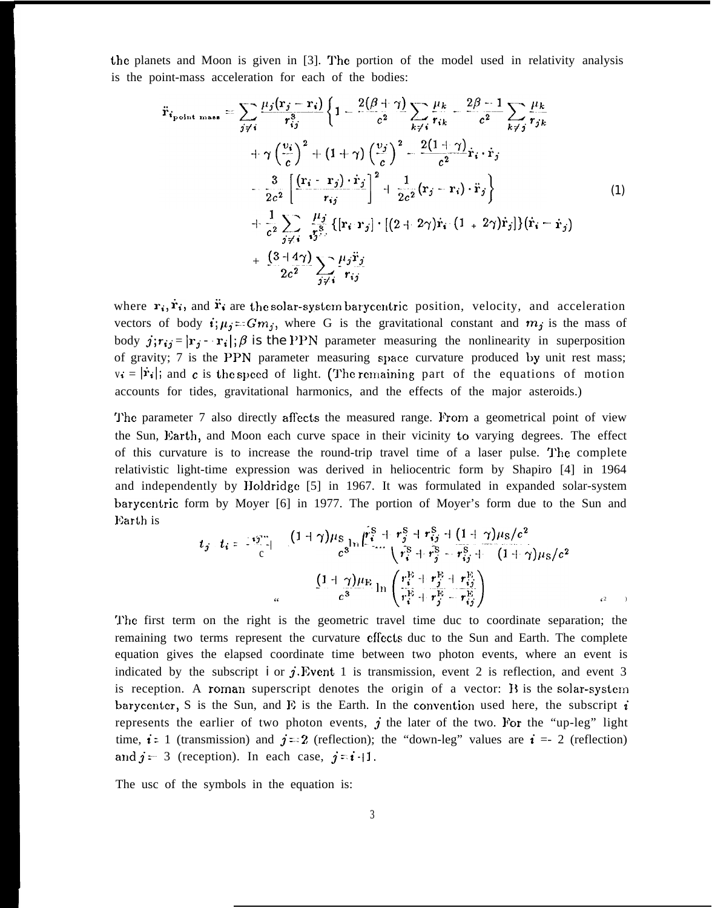the planets and Moon is given in [3]. The portion of the model used in relativity analysis is the point-mass acceleration for each of the bodies:

$$
\begin{aligned}
\ddot{\mathbf{r}}_{i_{\text{point mass}}} = \sum_{j \neq i} \frac{\mu_j (\mathbf{r}_j - \mathbf{r}_i)}{r_{ij}^3} \Bigg\{ 1 &- \frac{2(\beta + \gamma)}{c^2} \sum_{k \neq i} \frac{\mu_k}{r_{ik}} - \frac{2\beta - 1}{c^2} \sum_{k \neq j} \frac{\mu_k}{r_{jk}} \\
&+ \gamma \left(\frac{v_i}{c}\right)^2 + (1 + \gamma) \left(\frac{v_j}{c}\right)^2 - \frac{2(1 + \gamma)}{c^2} \dot{\mathbf{r}}_i \cdot \dot{\mathbf{r}}_j \\
&- \frac{3}{2c^2} \left[ \frac{(\mathbf{r}_i - \mathbf{r}_j) \cdot \dot{\mathbf{r}}_j}{r_{ij}} \right]^2 + \frac{1}{2c^2} (\mathbf{r}_j - \mathbf{r}_i) \cdot \ddot{\mathbf{r}}_j \Bigg\} \\
&+ \frac{1}{c^2} \sum_{j \neq i} \frac{\mu_j}{r_{ij}^3} \{ [\mathbf{r}_i - \mathbf{r}_j] \cdot [(2 + 2\gamma)\dot{\mathbf{r}}_i - (1 + 2\gamma)\dot{\mathbf{r}}_j] \} (\dot{\mathbf{r}}_i - \dot{\mathbf{r}}_j) \\
&+ \frac{(3 + 4\gamma)}{2c^2} \sum_{j \neq i} \frac{\mu_j \ddot{\mathbf{r}}_j}{r_{ij}}
\end{aligned}
\tag{1}
$$

where $\mathbf{r}_i, \dot{\mathbf{r}}_i$, and $\ddot{\mathbf{r}}_i$ are the solar-system barycentric position, velocity, and acceleration vectors of body $i$; $\mu_j = Gm_j$, where G is the gravitational constant and $m_j$ is the mass of body $j$; $r_{ij} = |\mathbf{r}_j - \mathbf{r}_i|$; $\beta$ is the PPN parameter measuring the nonlinearity in superposition of gravity; $\gamma$ is the PPN parameter measuring space curvature produced by unit rest mass; $v_i = |\dot{\mathbf{r}}_i|$; and $c$ is the speed of light. (The remaining part of the equations of motion accounts for tides, gravitational harmonics, and the effects of the major asteroids.)

The parameter $\gamma$ also directly affects the measured range. From a geometrical point of view the Sun, Earth, and Moon each curve space in their vicinity to varying degrees. The effect of this curvature is to increase the round-trip travel time of a laser pulse. The complete relativistic light-time expression was derived in heliocentric form by Shapiro [4] in 1964 and independently by Holdridge [5] in 1967. It was formulated in expanded solar-system barycentric form by Moyer [6] in 1977. The portion of Moyer's form due to the Sun and Earth is

$$
t_j - t_i = \frac{r_{ij}^{\mathrm{B}}}{c} + \frac{(1 + \gamma)\mu_{\mathrm{S}}}{c^3} \ln \left[ \frac{r_i^{\mathrm{S}} + r_j^{\mathrm{S}} + r_{ij}^{\mathrm{S}} + (1 + \gamma)\mu_{\mathrm{S}}/c^2}{r_i^{\mathrm{S}} + r_j^{\mathrm{S}} - r_{ij}^{\mathrm{S}} + (1 + \gamma)\mu_{\mathrm{S}}/c^2} \right] + \frac{(1 + \gamma)\mu_{\mathrm{E}}}{c^3} \ln \left( \frac{r_i^{\mathrm{E}} + r_j^{\mathrm{E}} + r_{ij}^{\mathrm{E}}}{r_i^{\mathrm{E}} + r_j^{\mathrm{E}} - r_{ij}^{\mathrm{E}}} \right)
\tag{2}
$$

The first term on the right is the geometric travel time due to coordinate separation; the remaining two terms represent the curvature effects due to the Sun and Earth. The complete equation gives the elapsed coordinate time between two photon events, where an event is indicated by the subscript $i$ or $j$. Event 1 is transmission, event 2 is reflection, and event 3 is reception. A roman superscript denotes the origin of a vector: B is the solar-system barycenter, S is the Sun, and E is the Earth. In the convention used here, the subscript $i$ represents the earlier of two photon events, $j$ the later of the two. For the "up-leg" light time, $i = 1$ (transmission) and $j = 2$ (reflection); the "down-leg" values are $i = 2$ (reflection) and $j = 3$ (reception). In each case, $j = i + 1$.

The use of the symbols in the equation is: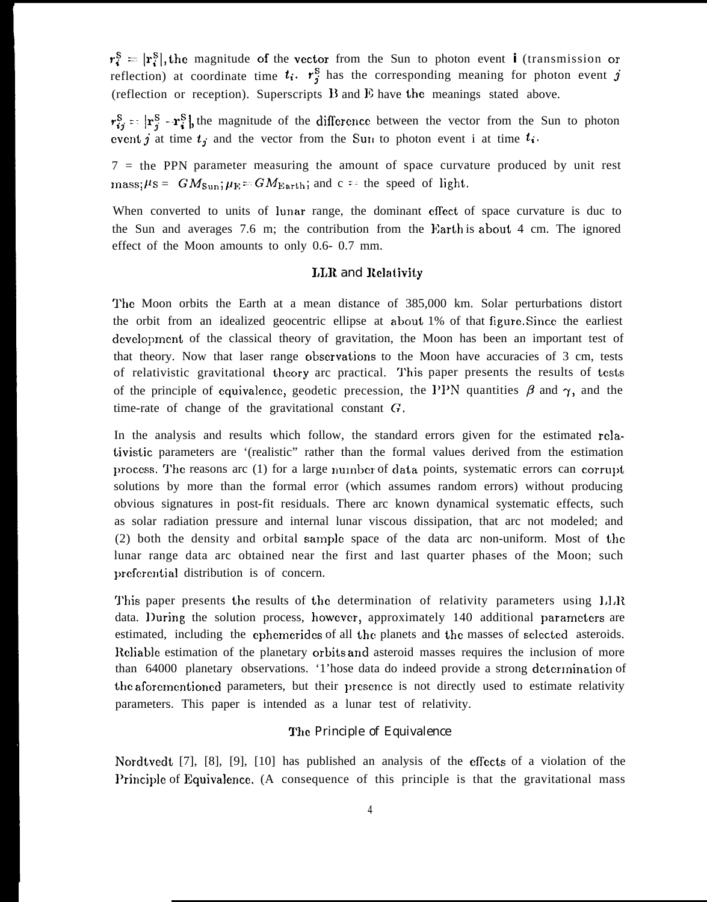$r_i^S = |\mathbf{r}_i^S|$, the magnitude of the vector from the Sun to photon event $i$ (transmission or reflection) at coordinate time $t_i$. $r_j^S$ has the corresponding meaning for photon event $j$ (reflection or reception). Superscripts B and E have the meanings stated above.

$r_{ij}^S = |\mathbf{r}_j^S - \mathbf{r}_i^S|$, the magnitude of the difference between the vector from the Sun to photon event $j$ at time $t_j$ and the vector from the Sun to photon event i at time $t_i$.

$\gamma$ = the PPN parameter measuring the amount of space curvature produced by unit rest mass; $\mu_S = GM_{\text{Sun}}$; $\mu_E = GM_{\text{Earth}}$; and c = the speed of light.

When converted to units of lunar range, the dominant effect of space curvature is due to the Sun and averages 7.6 m; the contribution from the Earth is about 4 cm. The ignored effect of the Moon amounts to only 0.6- 0.7 mm.

## LLR and Relativity

The Moon orbits the Earth at a mean distance of 385,000 km. Solar perturbations distort the orbit from an idealized geocentric ellipse at about 1% of that figure. Since the earliest development of the classical theory of gravitation, the Moon has been an important test of that theory. Now that laser range observations to the Moon have accuracies of 3 cm, tests of relativistic gravitational theory are practical. This paper presents the results of tests of the principle of equivalence, geodetic precession, the PPN quantities $\beta$ and $\gamma$, and the time-rate of change of the gravitational constant $G$.

In the analysis and results which follow, the standard errors given for the estimated relativistic parameters are "realistic" rather than the formal values derived from the estimation process. The reasons are (1) for a large number of data points, systematic errors can corrupt solutions by more than the formal error (which assumes random errors) without producing obvious signatures in post-fit residuals. There are known dynamical systematic effects, such as solar radiation pressure and internal lunar viscous dissipation, that are not modeled; and (2) both the density and orbital sample space of the data are non-uniform. Most of the lunar range data are obtained near the first and last quarter phases of the Moon; such preferential distribution is of concern.

This paper presents the results of the determination of relativity parameters using LLR data. During the solution process, however, approximately 140 additional parameters are estimated, including the ephemerides of all the planets and the masses of selected asteroids. Reliable estimation of the planetary orbits and asteroid masses requires the inclusion of more than 64000 planetary observations. Those data do indeed provide a strong determination of the aforementioned parameters, but their presence is not directly used to estimate relativity parameters. This paper is intended as a lunar test of relativity.

## The Principle of Equivalence

Nordtvedt [7], [8], [9], [10] has published an analysis of the effects of a violation of the Principle of Equivalence. (A consequence of this principle is that the gravitational mass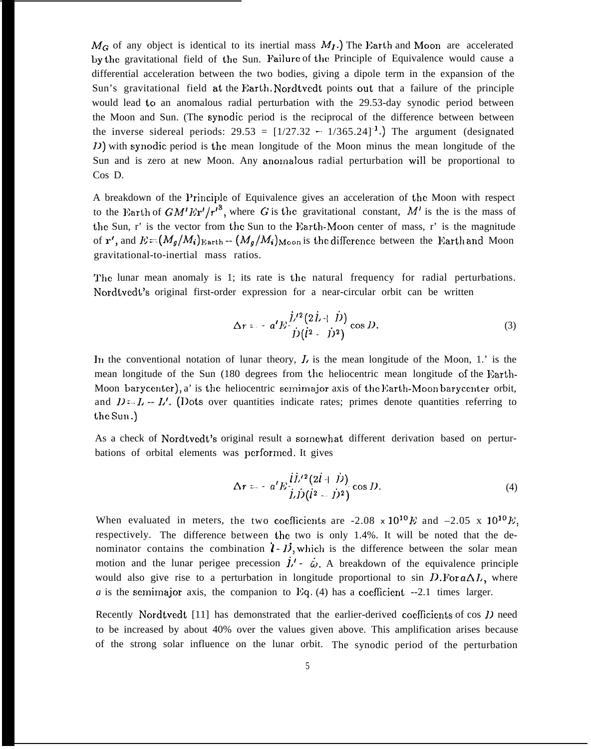$M_G$ of any object is identical to its inertial mass $M_I$.) The Earth and Moon are accelerated by the gravitational field of the Sun. Failure of the Principle of Equivalence would cause a differential acceleration between the two bodies, giving a dipole term in the expansion of the Sun's gravitational field at the Earth. Nordtvedt points out that a failure of the principle would lead to an anomalous radial perturbation with the 29.53-day synodic period between the Moon and Sun. (The synodic period is the reciprocal of the difference between between the inverse sidereal periods: $29.53 = [1/27.32 - 1/365.24]^{-1}$.) The argument (designated $D$) with synodic period is the mean longitude of the Moon minus the mean longitude of the Sun and is zero at new Moon. Any anomalous radial perturbation will be proportional to Cos D.

A breakdown of the Principle of Equivalence gives an acceleration of the Moon with respect to the Earth of $GM'E\mathbf{r}'/r'^3$, where $G$ is the gravitational constant, $M'$ is the is the mass of the Sun, r' is the vector from the Sun to the Earth-Moon center of mass, r' is the magnitude of $\mathbf{r}'$, and $E=(M_g/M_i)_{\text{Earth}} - (M_g/M_i)_{\text{Moon}}$ is the difference between the Earth and Moon gravitational-to-inertial mass ratios.

The lunar mean anomaly is l; its rate is the natural frequency for radial perturbations. Nordtvedt's original first-order expression for a near-circular orbit can be written

$$\Delta r = -a'E\frac{\dot{L}'^2(2\dot{L}+\dot{D})}{\dot{D}(\dot{l}^2-\dot{D}^2)}\cos D. \tag{3}$$

In the conventional notation of lunar theory, $L$ is the mean longitude of the Moon, L' is the mean longitude of the Sun (180 degrees from the heliocentric mean longitude of the Earth-Moon barycenter), a' is the heliocentric semimajor axis of the Earth-Moon barycenter orbit, and $D = L - L'$. (Dots over quantities indicate rates; primes denote quantities referring to the Sun.)

As a check of Nordtvedt's original result a somewhat different derivation based on perturbations of orbital elements was performed. It gives

$$\Delta r = -a'E\frac{\dot{l}\dot{L}'^2(2\dot{l}+\dot{D})}{\dot{L}\dot{D}(\dot{l}^2-\dot{D}^2)}\cos D. \tag{4}$$

When evaluated in meters, the two coefficients are $-2.08 \times 10^{10}E$ and $-2.05 \times 10^{10}E$, respectively. The difference between the two is only 1.4%. It will be noted that the denominator contains the combination $\dot{l} - \dot{D}$, which is the difference between the solar mean motion and the lunar perigee precession $\dot{L}' - \dot{\varpi}$. A breakdown of the equivalence principle would also give rise to a perturbation in longitude proportional to sin $D$. For $a\Delta L$, where $a$ is the semimajor axis, the companion to Eq. (4) has a coefficient ~2.1 times larger.

Recently Nordtvedt [11] has demonstrated that the earlier-derived coefficients of cos $D$ need to be increased by about 40% over the values given above. This amplification arises because of the strong solar influence on the lunar orbit. The synodic period of the perturbation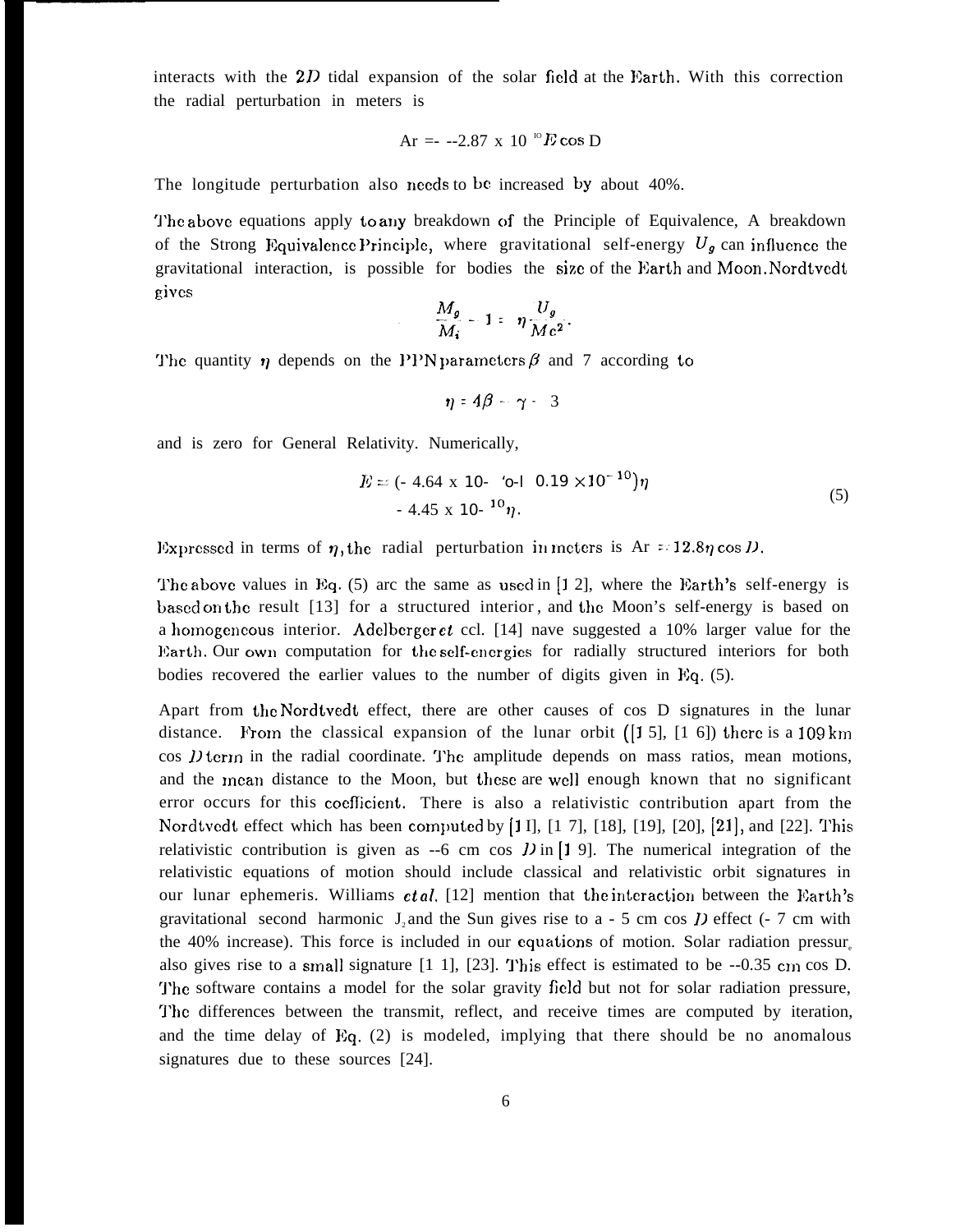interacts with the $2D$ tidal expansion of the solar field at the Earth. With this correction the radial perturbation in meters is

$$\Delta r = -2.87 \times 10^{10} E \cos D$$

The longitude perturbation also needs to be increased by about 40%.

The above equations apply to any breakdown of the Principle of Equivalence, A breakdown of the Strong Equivalence Principle, where gravitational self-energy $U_g$ can influence the gravitational interaction, is possible for bodies the size of the Earth and Moon. Nordtvedt gives

$$\frac{M_g}{M_i} - 1 = \eta \frac{U_g}{Mc^2}.$$

The quantity $\eta$ depends on the PPN parameters $\beta$ and $\gamma$ according to

$$\eta = 4\beta - \gamma - 3$$

and is zero for General Relativity. Numerically,

$$\begin{aligned} E &= (-4.64 \times 10^{-10} + 0.19 \times 10^{-10})\eta \\ &= -4.45 \times 10^{-10}\eta. \end{aligned} \tag{5}$$

Expressed in terms of $\eta$, the radial perturbation in meters is $\Delta r = 12.8\eta \cos D$.

The above values in Eq. (5) are the same as used in [12], where the Earth's self-energy is based on the result [13] for a structured interior, and the Moon's self-energy is based on a homogeneous interior. Adelberger *et al.* [14] have suggested a 10% larger value for the Earth. Our own computation for the self-energies for radially structured interiors for both bodies recovered the earlier values to the number of digits given in Eq. (5).

Apart from the Nordtvedt effect, there are other causes of cos D signatures in the lunar distance. From the classical expansion of the lunar orbit ([15], [16]) there is a 109 km cos $D$ term in the radial coordinate. The amplitude depends on mass ratios, mean motions, and the mean distance to the Moon, but these are well enough known that no significant error occurs for this coefficient. There is also a relativistic contribution apart from the Nordtvedt effect which has been computed by [11], [17], [18], [19], [20], [21], and [22]. This relativistic contribution is given as −6 cm cos $D$ in [19]. The numerical integration of the relativistic equations of motion should include classical and relativistic orbit signatures in our lunar ephemeris. Williams *et al.* [12] mention that the interaction between the Earth's gravitational second harmonic $J_2$ and the Sun gives rise to a −5 cm cos $D$ effect (−7 cm with the 40% increase). This force is included in our equations of motion. Solar radiation pressure also gives rise to a small signature [11], [23]. This effect is estimated to be −0.35 cm cos D. The software contains a model for the solar gravity field but not for solar radiation pressure, The differences between the transmit, reflect, and receive times are computed by iteration, and the time delay of Eq. (2) is modeled, implying that there should be no anomalous signatures due to these sources [24].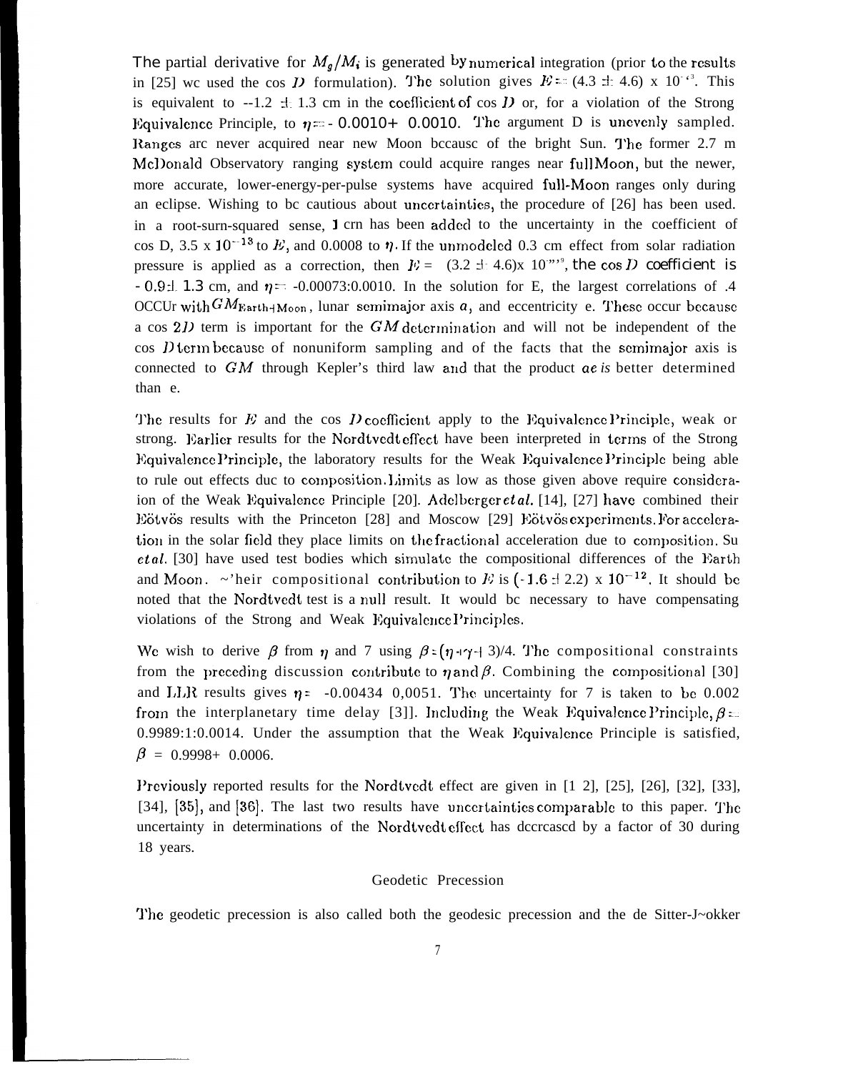The partial derivative for $M_g/M_i$ is generated by numerical integration (prior to the results in [25] we used the cos $D$ formulation). The solution gives $E = (4.3 \pm 4.6) \times 10^{-13}$. This is equivalent to $-1.2 \pm 1.3$ cm in the coefficient of cos $D$ or, for a violation of the Strong Equivalence Principle, to $\eta = -0.0010 \pm 0.0010$. The argument D is unevenly sampled. Ranges are never acquired near new Moon because of the bright Sun. The former 2.7 m McDonald Observatory ranging system could acquire ranges near full Moon, but the newer, more accurate, lower-energy-per-pulse systems have acquired full-Moon ranges only during an eclipse. Wishing to be cautious about uncertainties, the procedure of [26] has been used. in a root-sum-squared sense, 1 cm has been added to the uncertainty in the coefficient of cos D, $3.5 \times 10^{-13}$ to $E$, and 0.0008 to $\eta$. If the unmodeled 0.3 cm effect from solar radiation pressure is applied as a correction, then $E = (3.2 \pm 4.6) \times 10^{-13}$, the cos $D$ coefficient is $-0.9 \pm 1.3$ cm, and $\eta = -0.00073 \pm 0.0010$. In the solution for E, the largest correlations of .4 occur with $GM_{\text{Earth+Moon}}$, lunar semimajor axis $a$, and eccentricity e. These occur because a cos $2D$ term is important for the $GM$ determination and will not be independent of the cos $D$ term because of nonuniform sampling and of the facts that the semimajor axis is connected to $GM$ through Kepler's third law and that the product $ae$ is better determined than e.

The results for $E$ and the cos $D$ coefficient apply to the Equivalence Principle, weak or strong. Earlier results for the Nordtvedt effect have been interpreted in terms of the Strong Equivalence Principle, the laboratory results for the Weak Equivalence Principle being able to rule out effects due to composition. Limits as low as those given above require consideration of the Weak Equivalence Principle [20]. Adelberger *et al.* [14], [27] have combined their Eötvös results with the Princeton [28] and Moscow [29] Eötvös experiments. For acceleration in the solar field they place limits on the fractional acceleration due to composition. Su *et al.* [30] have used test bodies which simulate the compositional differences of the Earth and Moon. Their compositional contribution to $E$ is $(-1.6 \pm 2.2) \times 10^{-12}$. It should be noted that the Nordtvedt test is a null result. It would be necessary to have compensating violations of the Strong and Weak Equivalence Principles.

We wish to derive $\beta$ from $\eta$ and $\gamma$ using $\beta = (\eta + \gamma + 3)/4$. The compositional constraints from the preceding discussion contribute to $\eta$ and $\beta$. Combining the compositional [30] and LLR results gives $\eta = -0.0043 \pm 0.0051$. The uncertainty for $\gamma$ is taken to be 0.002 from the interplanetary time delay [31]. Including the Weak Equivalence Principle, $\beta = 0.9989 \pm 0.0014$. Under the assumption that the Weak Equivalence Principle is satisfied, $\beta = 0.9998 \pm 0.0006$.

Previously reported results for the Nordtvedt effect are given in [12], [25], [26], [32], [33], [34], [35], and [36]. The last two results have uncertainties comparable to this paper. The uncertainty in determinations of the Nordtvedt effect has decreased by a factor of 30 during 18 years.

## Geodetic Precession

The geodetic precession is also called both the geodesic precession and the de Sitter-Fokker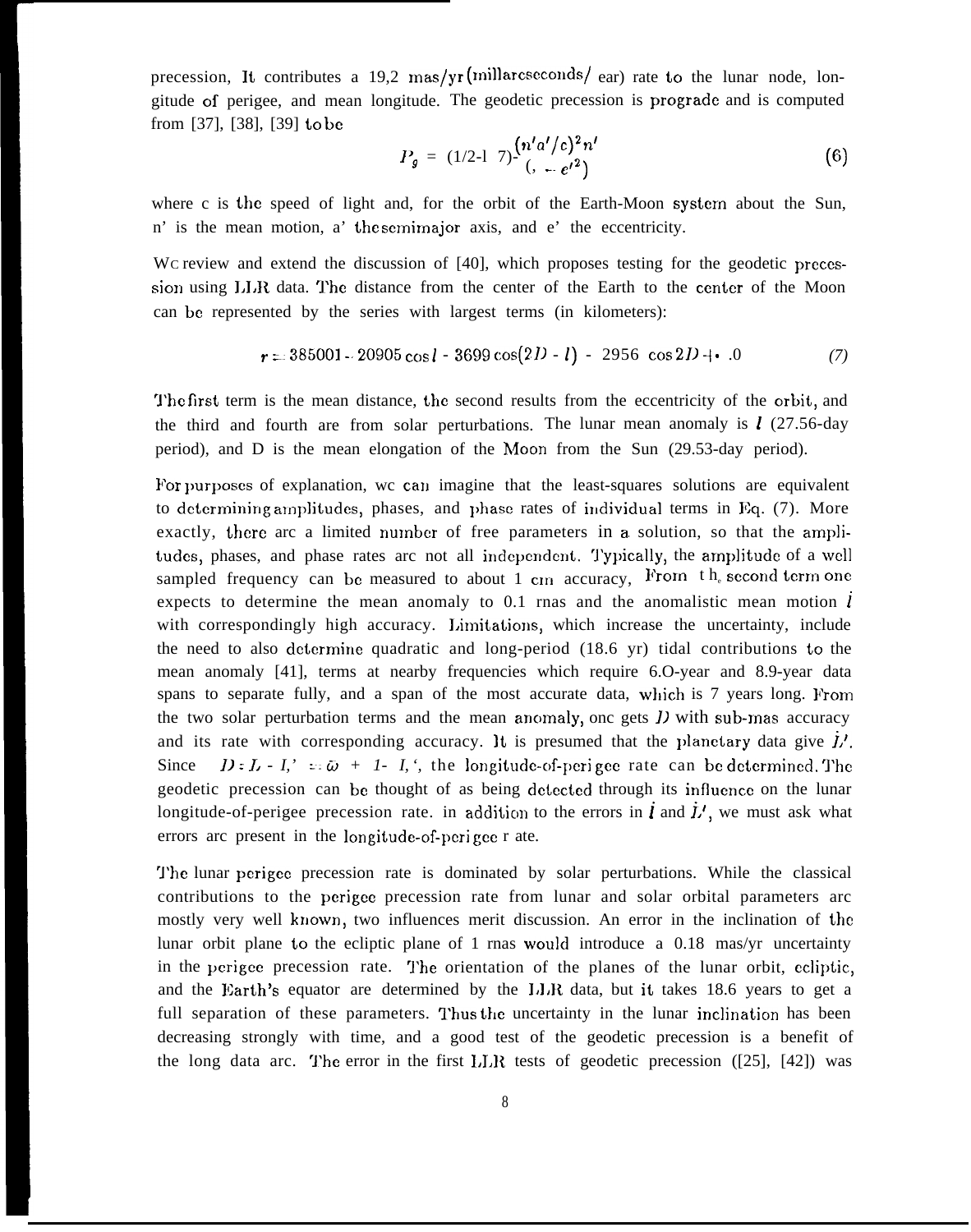precession, It contributes a 19,2 mas/yr (millarcseconds/ ear) rate to the lunar node, longitude of perigee, and mean longitude. The geodetic precession is prograde and is computed from [37], [38], [39] to be

$$P_g = (1/2\text{-l } 7)\frac{(n'a'/c)^2 n'}{(, -e'^2)} \tag{6}$$

where c is the speed of light and, for the orbit of the Earth-Moon system about the Sun, n' is the mean motion, a' the semimajor axis, and e' the eccentricity.

We review and extend the discussion of [40], which proposes testing for the geodetic precession using LLR data. The distance from the center of the Earth to the center of the Moon can be represented by the series with largest terms (in kilometers):

$$r = 385001 - 20905 \cos l - 3699 \cos(2D - l) - 2956 \cos 2D + .0 \tag{7}$$

The first term is the mean distance, the second results from the eccentricity of the orbit, and the third and fourth are from solar perturbations. The lunar mean anomaly is $l$ (27.56-day period), and D is the mean elongation of the Moon from the Sun (29.53-day period).

For purposes of explanation, we can imagine that the least-squares solutions are equivalent to determining amplitudes, phases, and phase rates of individual terms in Eq. (7). More exactly, there are a limited number of free parameters in a solution, so that the amplitudes, phases, and phase rates are not all independent. Typically, the amplitude of a well sampled frequency can be measured to about 1 cm accuracy, From the second term one expects to determine the mean anomaly to 0.1 mas and the anomalistic mean motion $\dot{l}$ with correspondingly high accuracy. Limitations, which increase the uncertainty, include the need to also determine quadratic and long-period (18.6 yr) tidal contributions to the mean anomaly [41], terms at nearby frequencies which require 6.0-year and 8.9-year data spans to separate fully, and a span of the most accurate data, which is 7 years long. From the two solar perturbation terms and the mean anomaly, one gets $D$ with sub-mas accuracy and its rate with corresponding accuracy. It is presumed that the planetary data give $\dot{L}'$. Since $D = L - L' = \tilde{\omega} + l - L'$, the longitude-of-perigee rate can be determined. The geodetic precession can be thought of as being detected through its influence on the lunar longitude-of-perigee precession rate. in addition to the errors in $\dot{l}$ and $\dot{L}'$, we must ask what errors are present in the longitude-of-perigee rate.

The lunar perigee precession rate is dominated by solar perturbations. While the classical contributions to the perigee precession rate from lunar and solar orbital parameters are mostly very well known, two influences merit discussion. An error in the inclination of the lunar orbit plane to the ecliptic plane of 1 mas would introduce a 0.18 mas/yr uncertainty in the perigee precession rate. The orientation of the planes of the lunar orbit, ecliptic, and the Earth's equator are determined by the LLR data, but it takes 18.6 years to get a full separation of these parameters. Thus the uncertainty in the lunar inclination has been decreasing strongly with time, and a good test of the geodetic precession is a benefit of the long data arc. The error in the first LLR tests of geodetic precession ([25], [42]) was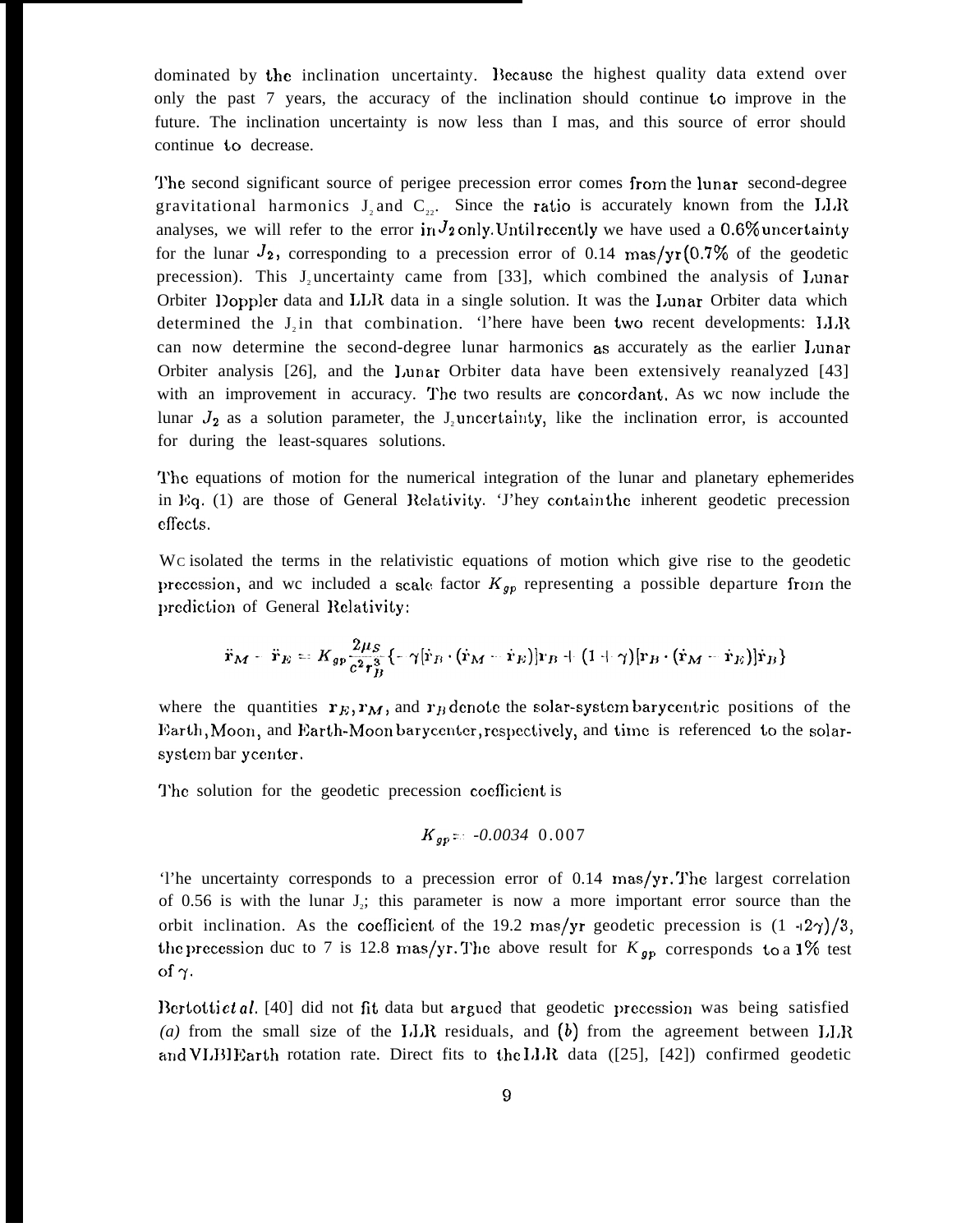dominated by the inclination uncertainty. Because the highest quality data extend over only the past 7 years, the accuracy of the inclination should continue to improve in the future. The inclination uncertainty is now less than I mas, and this source of error should continue to decrease.

The second significant source of perigee precession error comes from the lunar second-degree gravitational harmonics $J_2$ and $C_{22}$. Since the ratio is accurately known from the LLR analyses, we will refer to the error in $J_2$ only. Until recently we have used a 0.6% uncertainty for the lunar $J_2$, corresponding to a precession error of 0.14 mas/yr (0.7% of the geodetic precession). This $J_2$ uncertainty came from [33], which combined the analysis of Lunar Orbiter Doppler data and LLR data in a single solution. It was the Lunar Orbiter data which determined the $J_2$ in that combination. There have been two recent developments: LLR can now determine the second-degree lunar harmonics as accurately as the earlier Lunar Orbiter analysis [26], and the Lunar Orbiter data have been extensively reanalyzed [43] with an improvement in accuracy. The two results are concordant. As we now include the lunar $J_2$ as a solution parameter, the $J_2$ uncertainty, like the inclination error, is accounted for during the least-squares solutions.

The equations of motion for the numerical integration of the lunar and planetary ephemerides in Eq. (1) are those of General Relativity. They contain the inherent geodetic precession effects.

We isolated the terms in the relativistic equations of motion which give rise to the geodetic precession, and we included a scale factor $K_{gp}$ representing a possible departure from the prediction of General Relativity:

$$\ddot{\mathbf{r}}_M - \ddot{\mathbf{r}}_E = K_{gp}\frac{2\mu_S}{c^2 r_B^3}\{-\gamma[\dot{\mathbf{r}}_B \cdot (\dot{\mathbf{r}}_M - \dot{\mathbf{r}}_E)]\mathbf{r}_B + (1+\gamma)[\mathbf{r}_B \cdot (\dot{\mathbf{r}}_M - \dot{\mathbf{r}}_E)]\dot{\mathbf{r}}_B\}$$

where the quantities $\mathbf{r}_E, \mathbf{r}_M$, and $\mathbf{r}_B$ denote the solar-system barycentric positions of the Earth, Moon, and Earth-Moon barycenter, respectively, and time is referenced to the solar-system barycenter.

The solution for the geodetic precession coefficient is

$$K_{gp} = -0.0034 \pm 0.007$$

The uncertainty corresponds to a precession error of 0.14 mas/yr. The largest correlation of 0.56 is with the lunar $J_2$; this parameter is now a more important error source than the orbit inclination. As the coefficient of the 19.2 mas/yr geodetic precession is $(1+2\gamma)/3$, the precession due to $\gamma$ is 12.8 mas/yr. The above result for $K_{gp}$ corresponds to a 1% test of $\gamma$.

Bertotti *et al.* [40] did not fit data but argued that geodetic precession was being satisfied *(a)* from the small size of the LLR residuals, and *(b)* from the agreement between LLR and VLBI Earth rotation rate. Direct fits to the LLR data ([25], [42]) confirmed geodetic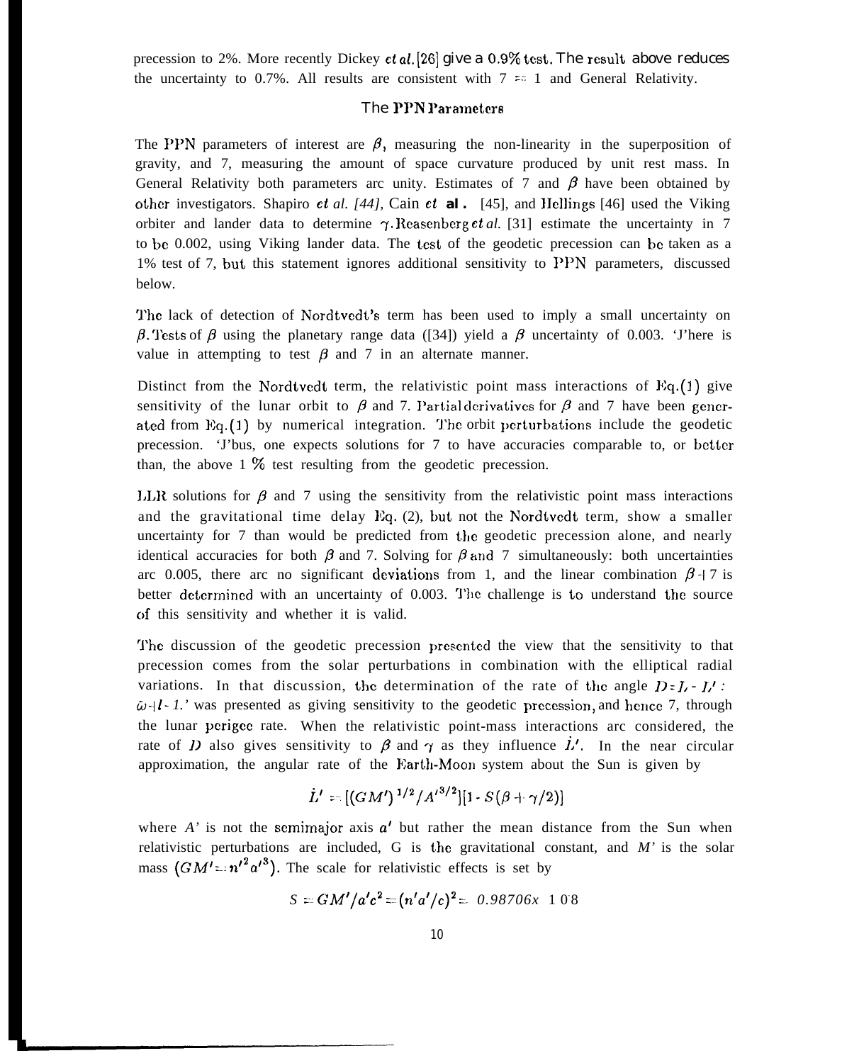precession to 2%. More recently Dickey *et al.* [26] give a 0.9% test. The result above reduces the uncertainty to 0.7%. All results are consistent with $\gamma = 1$ and General Relativity.

### The PPN Parameters

The PPN parameters of interest are $\beta$, measuring the non-linearity in the superposition of gravity, and $\gamma$, measuring the amount of space curvature produced by unit rest mass. In General Relativity both parameters are unity. Estimates of $\gamma$ and $\beta$ have been obtained by other investigators. Shapiro *et al.* [44], Cain *et al.* [45], and Hellings [46] used the Viking orbiter and lander data to determine $\gamma$. Reasenberg *et al.* [31] estimate the uncertainty in $\gamma$ to be 0.002, using Viking lander data. The test of the geodetic precession can be taken as a 1% test of $\gamma$, but this statement ignores additional sensitivity to PPN parameters, discussed below.

The lack of detection of Nordtvedt's term has been used to imply a small uncertainty on $\beta$. Tests of $\beta$ using the planetary range data ([34]) yield a $\beta$ uncertainty of 0.003. There is value in attempting to test $\beta$ and $\gamma$ in an alternate manner.

Distinct from the Nordtvedt term, the relativistic point mass interactions of Eq. (1) give sensitivity of the lunar orbit to $\beta$ and $\gamma$. Partial derivatives for $\beta$ and $\gamma$ have been generated from Eq. (1) by numerical integration. The orbit perturbations include the geodetic precession. Thus, one expects solutions for $\gamma$ to have accuracies comparable to, or better than, the above 1 % test resulting from the geodetic precession.

LLR solutions for $\beta$ and $\gamma$ using the sensitivity from the relativistic point mass interactions and the gravitational time delay Eq. (2), but not the Nordtvedt term, show a smaller uncertainty for $\gamma$ than would be predicted from the geodetic precession alone, and nearly identical accuracies for both $\beta$ and $\gamma$. Solving for $\beta$ and $\gamma$ simultaneously: both uncertainties are 0.005, there are no significant deviations from 1, and the linear combination $\beta + \gamma$ is better determined with an uncertainty of 0.003. The challenge is to understand the source of this sensitivity and whether it is valid.

The discussion of the geodetic precession presented the view that the sensitivity to that precession comes from the solar perturbations in combination with the elliptical radial variations. In that discussion, the determination of the rate of the angle $D = L - L' = \tilde{\omega} + l - L'$ was presented as giving sensitivity to the geodetic precession, and hence $\gamma$, through the lunar perigee rate. When the relativistic point-mass interactions are considered, the rate of $D$ also gives sensitivity to $\beta$ and $\gamma$ as they influence $\dot{L}'$. In the near circular approximation, the angular rate of the Earth-Moon system about the Sun is given by

$$\dot{L}' = [(GM')^{1/2}/A'^{3/2}][1 - S(\beta + \gamma/2)]$$

where $A'$ is not the semimajor axis $a'$ but rather the mean distance from the Sun when relativistic perturbations are included, G is the gravitational constant, and $M'$ is the solar mass $(GM' = n'^2 a'^3)$. The scale for relativistic effects is set by

$$S = GM'/a'c^2 = (n'a'/c)^2 = 0.98706 \times 10^{-8}$$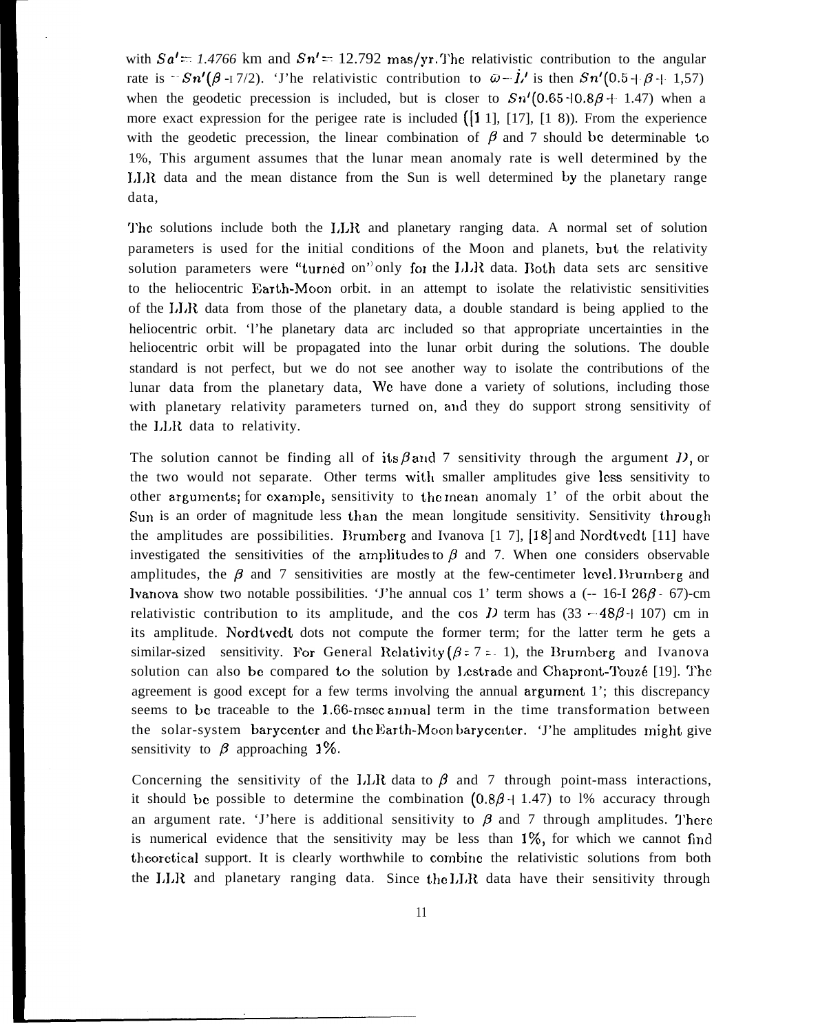with $Sa' = 1.4766$ km and $Sn' = 12.792$ mas/yr. The relativistic contribution to the angular rate is $-Sn'(\beta + 7/2)$. The relativistic contribution to $\bar{\omega} - l'$ is then $Sn'(0.5 + \beta + 1.57)$ when the geodetic precession is included, but is closer to $Sn'(0.65 + 0.8\beta + 1.47)$ when a more exact expression for the perigee rate is included ([11], [17], [18]). From the experience with the geodetic precession, the linear combination of $\beta$ and $\gamma$ should be determinable to 1%. This argument assumes that the lunar mean anomaly rate is well determined by the LLR data and the mean distance from the Sun is well determined by the planetary range data.

The solutions include both the LLR and planetary ranging data. A normal set of solution parameters is used for the initial conditions of the Moon and planets, but the relativity solution parameters were "turned on" only for the LLR data. Both data sets are sensitive to the heliocentric Earth-Moon orbit. In an attempt to isolate the relativistic sensitivities of the LLR data from those of the planetary data, a double standard is being applied to the heliocentric orbit. The planetary data are included so that appropriate uncertainties in the heliocentric orbit will be propagated into the lunar orbit during the solutions. The double standard is not perfect, but we do not see another way to isolate the contributions of the lunar data from the planetary data. We have done a variety of solutions, including those with planetary relativity parameters turned on, and they do support strong sensitivity of the LLR data to relativity.

The solution cannot be finding all of its $\beta$ and $\gamma$ sensitivity through the argument $D$, or the two would not separate. Other terms with smaller amplitudes give less sensitivity to other arguments; for example, sensitivity to the mean anomaly $l'$ of the orbit about the Sun is an order of magnitude less than the mean longitude sensitivity. Sensitivity through the amplitudes are possibilities. Brumberg and Ivanova [17], [18] and Nordtvedt [11] have investigated the sensitivities of the amplitudes to $\beta$ and $\gamma$. When one considers observable amplitudes, the $\beta$ and $\gamma$ sensitivities are mostly at the few-centimeter level. Brumberg and Ivanova show two notable possibilities. The annual $\cos l'$ term shows a $(-16 + 26\beta - 67\gamma)$-cm relativistic contribution to its amplitude, and the $\cos D$ term has $(33 - 48\beta + 107\gamma)$ cm in its amplitude. Nordtvedt does not compute the former term; for the latter term he gets a similar-sized sensitivity. For General Relativity ($\beta = \gamma = 1$), the Brumberg and Ivanova solution can also be compared to the solution by Lestrade and Chapront-Touzé [19]. The agreement is good except for a few terms involving the annual argument $l'$; this discrepancy seems to be traceable to the 1.66-msec annual term in the time transformation between the solar-system barycenter and the Earth-Moon barycenter. The amplitudes might give sensitivity to $\beta$ approaching 1%.

Concerning the sensitivity of the LLR data to $\beta$ and $\gamma$ through point-mass interactions, it should be possible to determine the combination $(0.8\beta + 1.4\gamma)$ to 1% accuracy through an argument rate. There is additional sensitivity to $\beta$ and $\gamma$ through amplitudes. There is numerical evidence that the sensitivity may be less than 1%, for which we cannot find theoretical support. It is clearly worthwhile to combine the relativistic solutions from both the LLR and planetary ranging data. Since the LLR data have their sensitivity through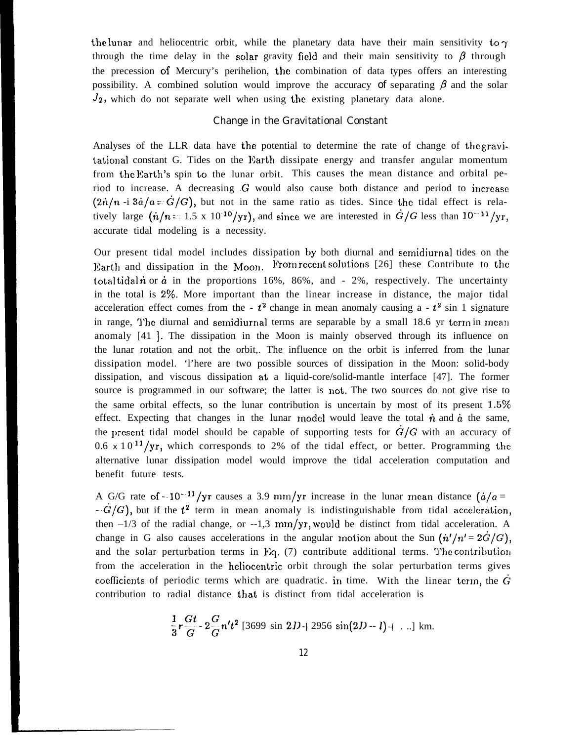the lunar and heliocentric orbit, while the planetary data have their main sensitivity to $\gamma$ through the time delay in the solar gravity field and their main sensitivity to $\beta$ through the precession of Mercury's perihelion, the combination of data types offers an interesting possibility. A combined solution would improve the accuracy of separating $\beta$ and the solar $J_2$, which do not separate well when using the existing planetary data alone.

## Change in the Gravitational Constant

Analyses of the LLR data have the potential to determine the rate of change of the gravitational constant G. Tides on the Earth dissipate energy and transfer angular momentum from the Earth's spin to the lunar orbit. This causes the mean distance and orbital period to increase. A decreasing $G$ would also cause both distance and period to increase $(2\dot{n}/n + 3\dot{a}/a = \dot{G}/G)$, but not in the same ratio as tides. Since the tidal effect is relatively large $(\dot{n}/n = 1.5 \times 10^{-10}/\text{yr})$, and since we are interested in $\dot{G}/G$ less than $10^{-11}/\text{yr}$, accurate tidal modeling is a necessity.

Our present tidal model includes dissipation by both diurnal and semidiurnal tides on the Earth and dissipation in the Moon. From recent solutions [26] these Contribute to the total tidal $\dot{n}$ or $\dot{a}$ in the proportions 16%, 86%, and - 2%, respectively. The uncertainty in the total is 2%. More important than the linear increase in distance, the major tidal acceleration effect comes from the - $t^2$ change in mean anomaly causing a - $t^2$ sin 1 signature in range, The diurnal and semidiurnal terms are separable by a small 18.6 yr term in mean anomaly [41]. The dissipation in the Moon is mainly observed through its influence on the lunar rotation and not the orbit,. The influence on the orbit is inferred from the lunar dissipation model. There are two possible sources of dissipation in the Moon: solid-body dissipation, and viscous dissipation at a liquid-core/solid-mantle interface [47]. The former source is programmed in our software; the latter is not. The two sources do not give rise to the same orbital effects, so the lunar contribution is uncertain by most of its present 1.5% effect. Expecting that changes in the lunar model would leave the total $\dot{n}$ and $\dot{a}$ the same, the present tidal model should be capable of supporting tests for $\dot{G}/G$ with an accuracy of $0.6 \times 10^{-11}/\text{yr}$, which corresponds to 2% of the tidal effect, or better. Programming the alternative lunar dissipation model would improve the tidal acceleration computation and benefit future tests.

A G/G rate of $-10^{-11}/\text{yr}$ causes a 3.9 mm/yr increase in the lunar mean distance $(\dot{a}/a = -\dot{G}/G)$, but if the $t^2$ term in mean anomaly is indistinguishable from tidal acceleration, then $-1/3$ of the radial change, or $-1.3$ mm/yr, would be distinct from tidal acceleration. A change in G also causes accelerations in the angular motion about the Sun $(\dot{n}'/n' = 2\dot{G}/G)$, and the solar perturbation terms in Eq. (7) contribute additional terms. The contribution from the acceleration in the heliocentric orbit through the solar perturbation terms gives coefficients of periodic terms which are quadratic. in time. With the linear term, the $\dot{G}$ contribution to radial distance that is distinct from tidal acceleration is

$$\frac{1}{3} r \frac{\dot{G}t}{G} - 2\frac{\dot{G}}{G} n' t^2 \, [3699 \sin 2D + 2956 \sin(2D - l) + \ldots] \text{ km}.$$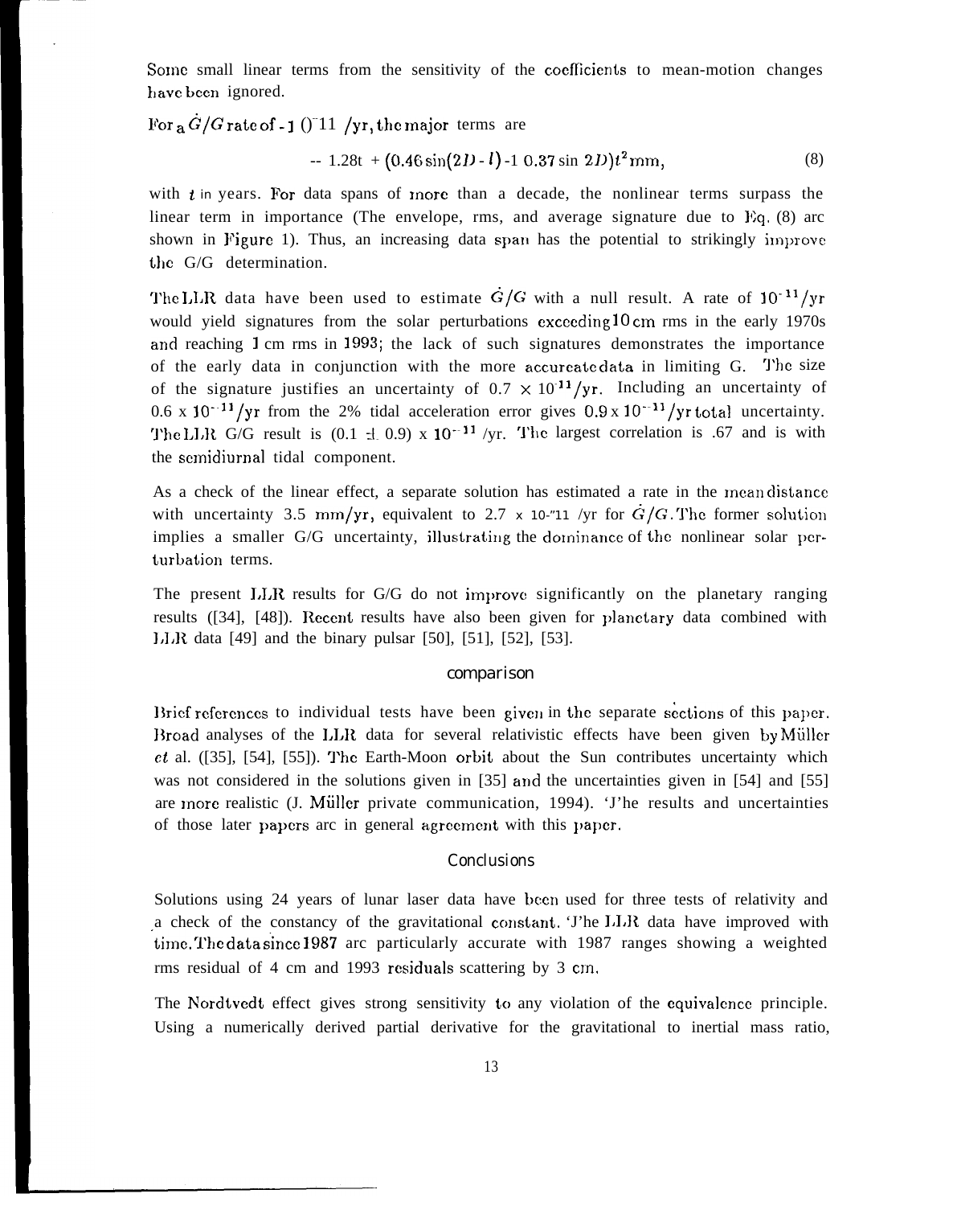Some small linear terms from the sensitivity of the coefficients to mean-motion changes have been ignored.

For a $\dot{G}/G$ rate of $-1\,0^{-11}$ /yr, the major terms are

$$-1.28t + (0.46 \sin(2D - l) + 0.37 \sin 2D)t^2 \,\mathrm{mm}, \tag{8}$$

with $t$ in years. For data spans of more than a decade, the nonlinear terms surpass the linear term in importance (The envelope, rms, and average signature due to Eq. (8) are shown in Figure 1). Thus, an increasing data span has the potential to strikingly improve the G/G determination.

The LLR data have been used to estimate $\dot{G}/G$ with a null result. A rate of $10^{-11}$/yr would yield signatures from the solar perturbations exceeding 10 cm rms in the early 1970s and reaching 1 cm rms in 1993; the lack of such signatures demonstrates the importance of the early data in conjunction with the more accurate data in limiting G. The size of the signature justifies an uncertainty of $0.7 \times 10^{-11}$/yr. Including an uncertainty of $0.6 \times 10^{-11}$/yr from the 2% tidal acceleration error gives $0.9 \times 10^{-11}$/yr total uncertainty. The LLR G/G result is $(0.1 \pm 0.9) \times 10^{-11}$ /yr. The largest correlation is .67 and is with the semidiurnal tidal component.

As a check of the linear effect, a separate solution has estimated a rate in the mean distance with uncertainty 3.5 mm/yr, equivalent to $2.7 \times 10^{-11}$ /yr for $\dot{G}/G$. The former solution implies a smaller G/G uncertainty, illustrating the dominance of the nonlinear solar perturbation terms.

The present LLR results for G/G do not improve significantly on the planetary ranging results ([34], [48]). Recent results have also been given for planetary data combined with LLR data [49] and the binary pulsar [50], [51], [52], [53].

## comparison

Brief references to individual tests have been given in the separate sections of this paper. Broad analyses of the LLR data for several relativistic effects have been given by Müller *et* al. ([35], [54], [55]). The Earth-Moon orbit about the Sun contributes uncertainty which was not considered in the solutions given in [35] and the uncertainties given in [54] and [55] are more realistic (J. Müller private communication, 1994). The results and uncertainties of those later papers are in general agreement with this paper.

## Conclusions

Solutions using 24 years of lunar laser data have been used for three tests of relativity and a check of the constancy of the gravitational constant. The LLR data have improved with time. The data since 1987 are particularly accurate with 1987 ranges showing a weighted rms residual of 4 cm and 1993 residuals scattering by 3 cm.

The Nordtvedt effect gives strong sensitivity to any violation of the equivalence principle. Using a numerically derived partial derivative for the gravitational to inertial mass ratio,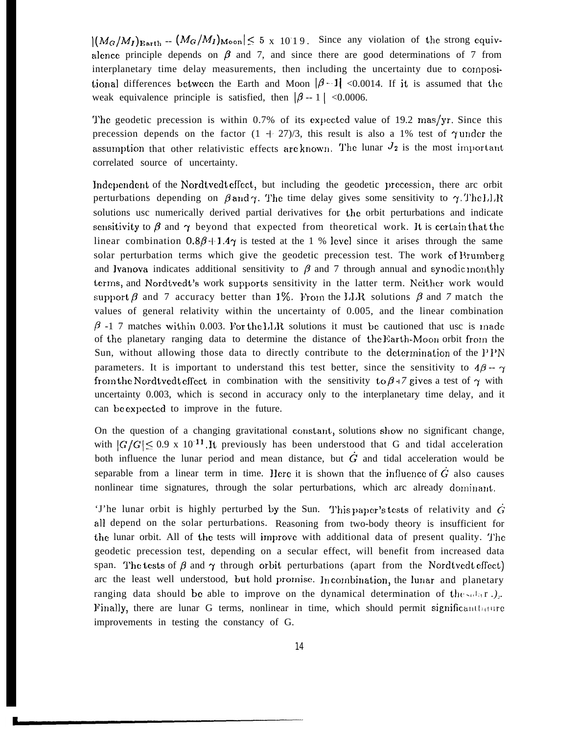$|(M_G/M_I)_{\rm Earth} - (M_G/M_I)_{\rm Moon}| \leq 5 \times 10^{-13}$. Since any violation of the strong equivalence principle depends on $\beta$ and $\gamma$, and since there are good determinations of $\gamma$ from interplanetary time delay measurements, then including the uncertainty due to compositional differences between the Earth and Moon $|\beta - 1| < 0.0014$. If it is assumed that the weak equivalence principle is satisfied, then $|\beta - 1| < 0.0006$.

The geodetic precession is within 0.7% of its expected value of 19.2 mas/yr. Since this precession depends on the factor $(1 + 2\gamma)/3$, this result is also a 1% test of $\gamma$ under the assumption that other relativistic effects are known. The lunar $J_2$ is the most important correlated source of uncertainty.

Independent of the Nordtvedt effect, but including the geodetic precession, there are orbit perturbations depending on $\beta$ and $\gamma$. The time delay gives some sensitivity to $\gamma$. The LLR solutions use numerically derived partial derivatives for the orbit perturbations and indicate sensitivity to $\beta$ and $\gamma$ beyond that expected from theoretical work. It is certain that the linear combination $0.8\beta + 1.4\gamma$ is tested at the 1 % level since it arises through the same solar perturbation terms which give the geodetic precession test. The work of Brumberg and Ivanova indicates additional sensitivity to $\beta$ and $\gamma$ through annual and synodic monthly terms, and Nordtvedt's work supports sensitivity in the latter term. Neither work would support $\beta$ and $\gamma$ accuracy better than 1%. From the LLR solutions $\beta$ and $\gamma$ match the values of general relativity within the uncertainty of 0.005, and the linear combination $\beta - \gamma$ matches within 0.003. For the LLR solutions it must be cautioned that use is made of the planetary ranging data to determine the distance of the Earth-Moon orbit from the Sun, without allowing those data to directly contribute to the determination of the PPN parameters. It is important to understand this test better, since the sensitivity to $4\beta - \gamma$ from the Nordtvedt effect in combination with the sensitivity to $\beta + \gamma$ gives a test of $\gamma$ with uncertainty 0.003, which is second in accuracy only to the interplanetary time delay, and it can be expected to improve in the future.

On the question of a changing gravitational constant, solutions show no significant change, with $|\dot{G}/G| \leq 0.9 \times 10^{-11}$. It previously has been understood that G and tidal acceleration both influence the lunar period and mean distance, but $\dot{G}$ and tidal acceleration would be separable from a linear term in time. Here it is shown that the influence of $\dot{G}$ also causes nonlinear time signatures, through the solar perturbations, which are already dominant.

The lunar orbit is highly perturbed by the Sun. This paper's tests of relativity and $\dot{G}$ all depend on the solar perturbations. Reasoning from two-body theory is insufficient for the lunar orbit. All of the tests will improve with additional data of present quality. The geodetic precession test, depending on a secular effect, will benefit from increased data span. The tests of $\beta$ and $\gamma$ through orbit perturbations (apart from the Nordtvedt effect) are the least well understood, but hold promise. In combination, the lunar and planetary ranging data should be able to improve on the dynamical determination of the solar $J_2$. Finally, there are lunar G terms, nonlinear in time, which should permit significant future improvements in testing the constancy of G.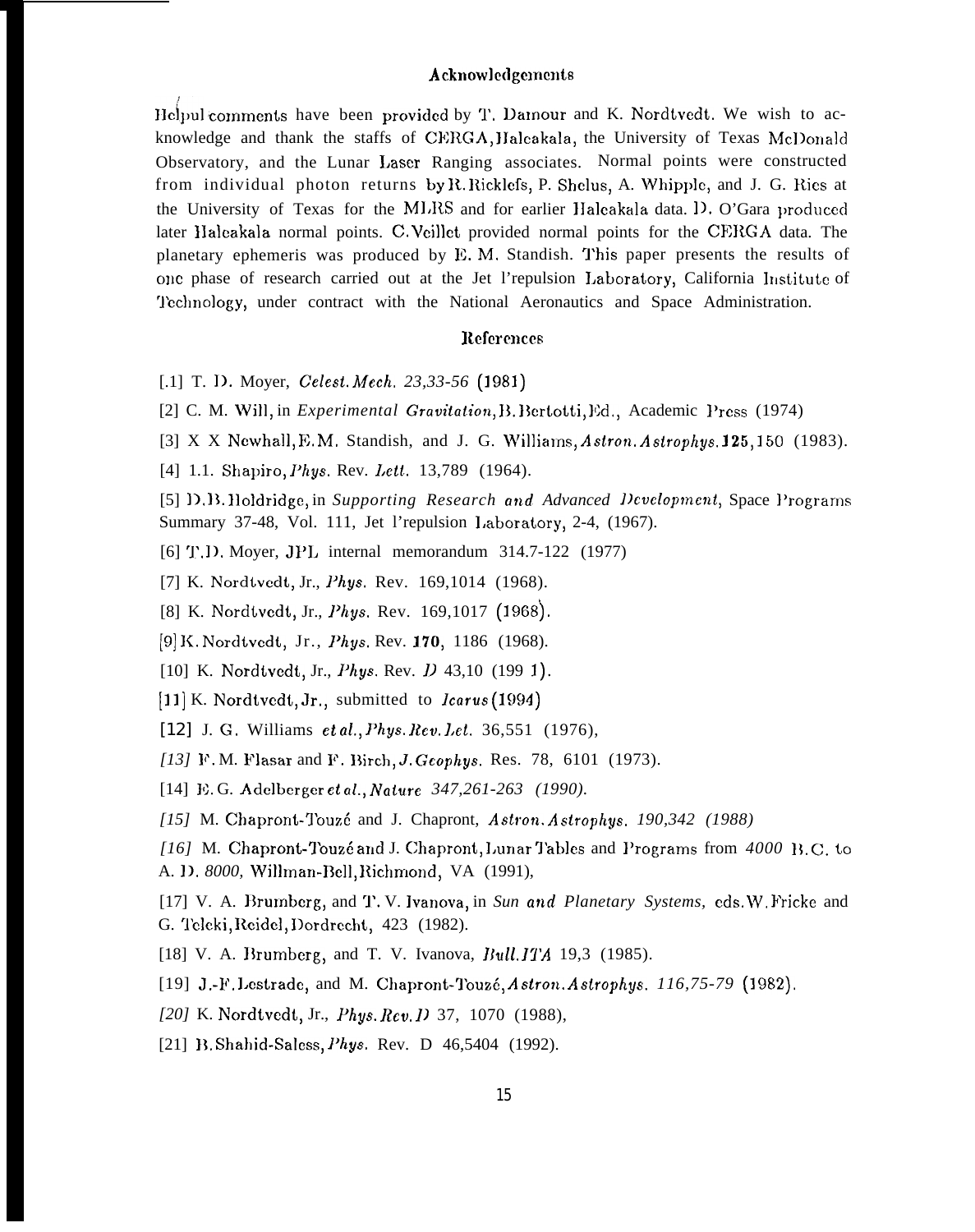## Acknowledgements

Helpul comments have been provided by T. Damour and K. Nordtvedt. We wish to acknowledge and thank the staffs of CERGA, Halcakala, the University of Texas McDonald Observatory, and the Lunar Laser Ranging associates. Normal points were constructed from individual photon returns by R. Ricklefs, P. Shelus, A. Whipple, and J. G. Ries at the University of Texas for the MLRS and for earlier Halcakala data. D. O'Gara produced later Halcakala normal points. C. Veillet provided normal points for the CERGA data. The planetary ephemeris was produced by E. M. Standish. This paper presents the results of one phase of research carried out at the Jet l'repulsion Laboratory, California Institute of Technology, under contract with the National Aeronautics and Space Administration.

## References

[.1] T. D. Moyer, *Celest. Mech. 23,33-56* (1981)

[2] C. M. Will, in *Experimental Gravitation*, B. Bertotti, Ed., Academic Press (1974)

[3] X X Newhall, E. M. Standish, and J. G. Williams, *Astron. Astrophys.* **125**, 150 (1983).

[4] 1.1. Shapiro, *Phys.* Rev. *Lett.* 13,789 (1964).

[5] D. B. Holdridge, in *Supporting Research and Advanced Development*, Space Programs Summary 37-48, Vol. 111, Jet l'repulsion Laboratory, 2-4, (1967).

[6] T. D. Moyer, JPL internal memorandum 314.7-122 (1977)

[7] K. Nordtvedt, Jr., *Phys.* Rev. 169,1014 (1968).

[8] K. Nordtvedt, Jr., *Phys.* Rev. 169,1017 (1968).

[9] K. Nordtvedt, Jr., *Phys.* Rev. **170**, 1186 (1968).

[10] K. Nordtvedt, Jr., *Phys.* Rev. *D* 43,10 (199 1).

[11] K. Nordtvedt, Jr., submitted to *Icarus* (1994)

[12] J. G. Williams *et al.*, *Phys. Rev. Let.* 36,551 (1976),

*[13]* F. M. Flasar and F. Birch, *J. Geophys.* Res. 78, 6101 (1973).

[14] E. G. Adelberger *et al.*, *Nature 347,261-263 (1990).*

*[15]* M. Chapront-Touzé and J. Chapront, *Astron. Astrophys. 190,342 (1988)*

*[16]* M. Chapront-Touzé and J. Chapront, Lunar Tables and Programs from *4000* B.C. to A. D. *8000*, Willman-Bell, Richmond, VA (1991),

[17] V. A. Brumberg, and T. V. Ivanova, in *Sun and Planetary Systems*, eds. W. Fricke and G. Teleki, Reidel, Dordrecht, 423 (1982).

[18] V. A. Brumberg, and T. V. Ivanova, *Bull. ITA* 19,3 (1985).

[19] J.-F. Lestrade, and M. Chapront-Touzé, *Astron. Astrophys. 116,75-79* (1982).

*[20]* K. Nordtvedt, Jr., *Phys. Rev. D* 37, 1070 (1988),

[21] B. Shahid-Saless, *Phys.* Rev. D 46,5404 (1992).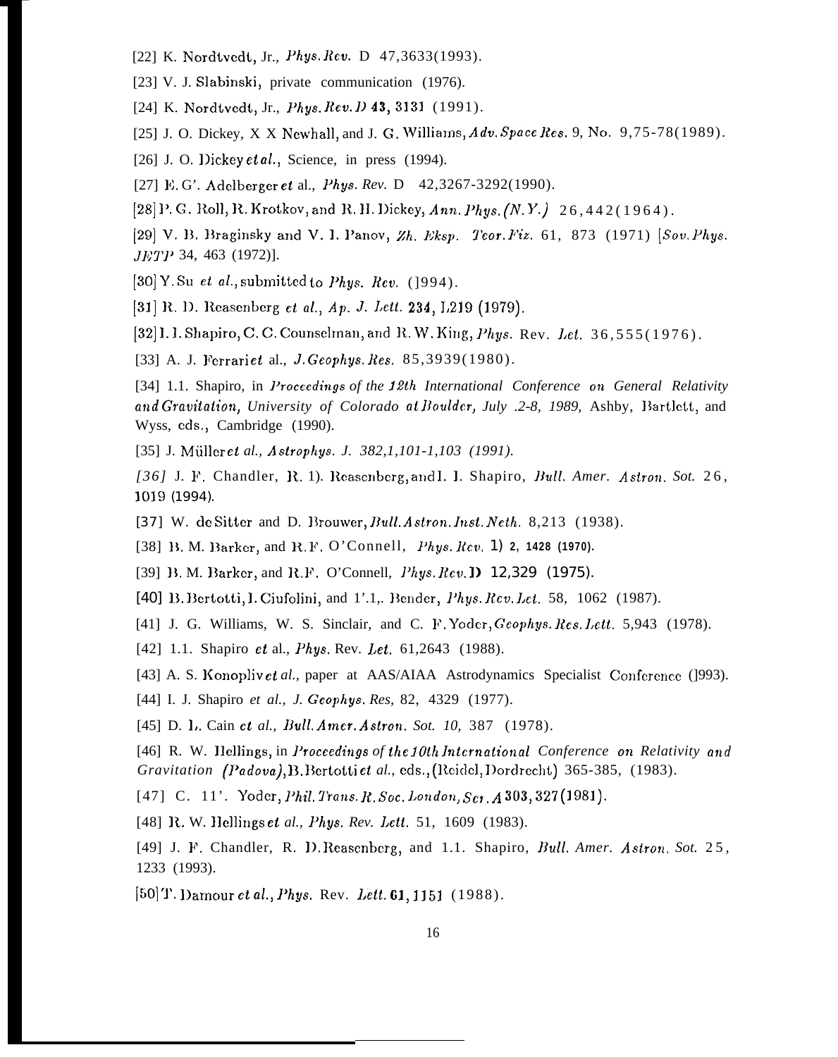[22] K. Nordtvedt, Jr., *Phys. Rev.* D 47,3633(1993).

[23] V. J. Slabinski, private communication (1976).

[24] K. Nordtvedt, Jr., *Phys. Rev. D* **43**, 3131 (1991).

[25] J. O. Dickey, X X Newhall, and J. G. Williams, *Adv. Space Res.* 9, No. 9,75-78(1989).

[26] J. O. Dickey *et al.*, Science, in press (1994).

[27] E. G'. Adelberger *et* al., *Phys. Rev.* D 42,3267-3292(1990).

[28] P. G. Roll, R. Krotkov, and R. H. Dickey, *Ann. Phys. (N.Y.)* 26,442(1964).

[29] V. B. Braginsky and V. I. Panov, *Zh. Eksp. Teor. Fiz.* 61, 873 (1971) [*Sov. Phys. JETP* 34, 463 (1972)].

[30] Y. Su *et al.*, submitted to *Phys. Rev.* (1994).

[31] R. D. Reasenberg *et al.*, *Ap. J. Lett.* **234**, L219 (1979).

[32] I. I. Shapiro, C. C. Counselman, and R. W. King, *Phys.* Rev. *Let.* 36,555(1976).

[33] A. J. Ferrari *et* al., *J. Geophys. Res.* 85,3939(1980).

[34] 1.1. Shapiro, in *Proceedings of the 12th International Conference on General Relativity and Gravitation, University of Colorado at Boulder, July .2-8, 1989,* Ashby, Bartlett, and Wyss, eds., Cambridge (1990).

[35] J. Müller *et al., Astrophys. J. 382,1,101-1,103 (1991).*

*[36]* J. F. Chandler, R. D. Reasenberg, and I. I. Shapiro, *Bull. Amer. Astron. Sot.* 26, 1019 (1994).

[37] W. de Sitter and D. Brouwer, *Bull. Astron. Inst. Neth.* 8,213 (1938).

[38] B. M. Barker, and R. F. O'Connell, *Phys. Rev.* D **2**, **1428 (1970).**

[39] B. M. Barker, and R.F. O'Connell, *Phys. Rev.* D 12,329 (1975).

[40] B. Bertotti, I. Ciufolini, and 1'.1,. Bender, *Phys. Rev. Let.* 58, 1062 (1987).

[41] J. G. Williams, W. S. Sinclair, and C. F. Yoder, *Geophys. Res. Lett.* 5,943 (1978).

[42] 1.1. Shapiro *et* al., *Phys.* Rev. *Let.* 61,2643 (1988).

[43] A. S. Konopliv *et al.*, paper at AAS/AIAA Astrodynamics Specialist Conference (1993).

[44] I. J. Shapiro *et al., J. Geophys. Res,* 82, 4329 (1977).

[45] D. L. Cain *et al., Bull. Amer. Astron. Sot. 10,* 387 (1978).

[46] R. W. Hellings, in *Proceedings of the 10th International Conference on Relativity and Gravitation (Padova),* B. Bertotti *et al.*, eds., (Reidel, Dordrecht) 365-385, (1983).

[47] C. 11'. Yoder, *Phil. Trans. R. Soc. London, Ser. A* **303**, 327 (1981).

[48] R. W. Hellings *et al., Phys. Rev. Lett.* 51, 1609 (1983).

[49] J. F. Chandler, R. D. Reasenberg, and 1.1. Shapiro, *Bull. Amer. Astron. Sot.* 25, 1233 (1993).

[50] T. Damour *et al., Phys.* Rev. *Lett.* **61**, 1151 (1988).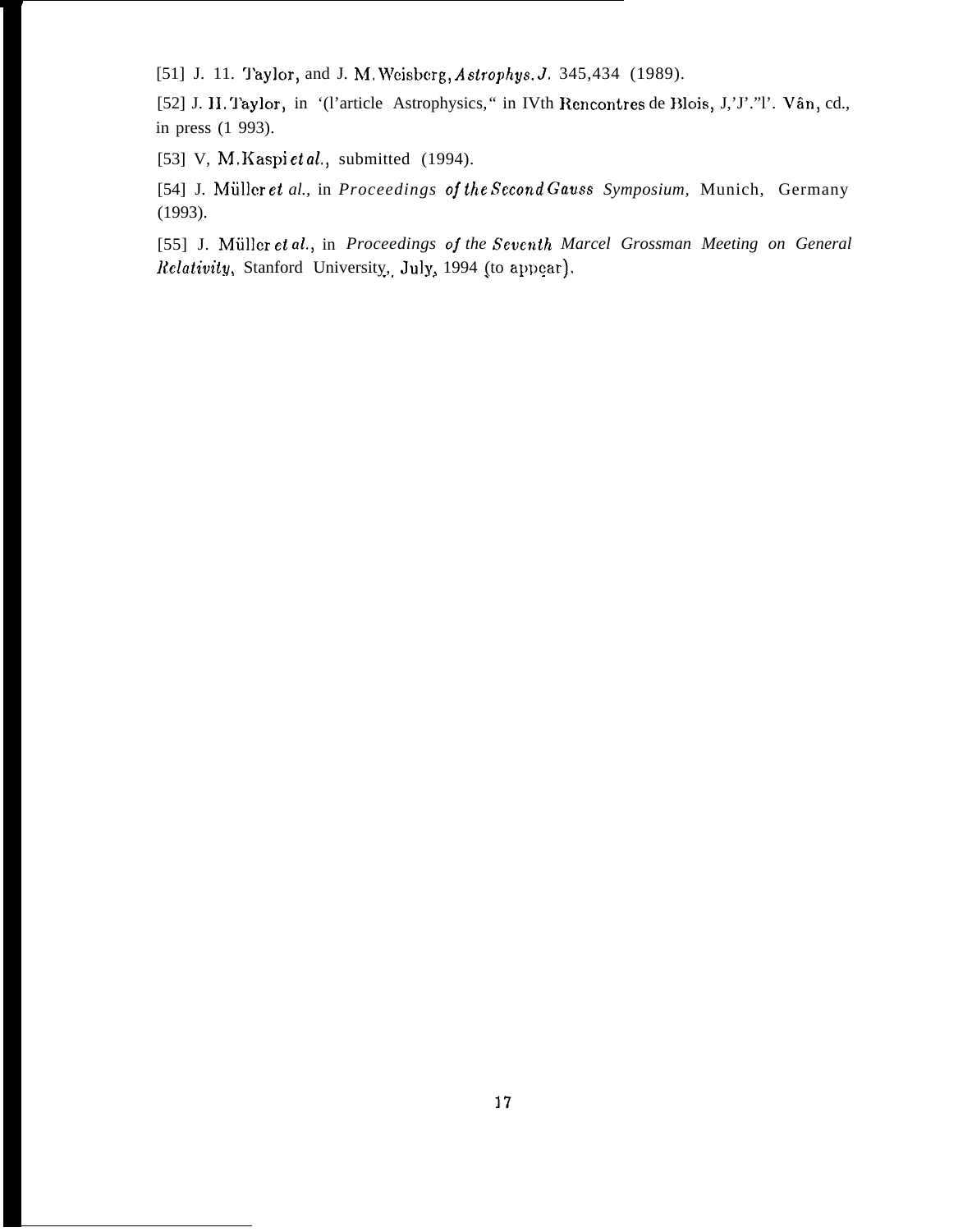[51] J. 11. Taylor, and J. M. Weisberg, *Astrophys. J.* 345,434 (1989).

[52] J. H. Taylor, in '(l'article Astrophysics," in IVth Rencontres de Blois, J,'J'."l'. Vân, cd., in press (1 993).

[53] V, M. Kaspi *et al.*, submitted (1994).

[54] J. Müller *et al.*, in *Proceedings of the Second Gauss Symposium,* Munich, Germany (1993).

[55] J. Müller *et al.*, in *Proceedings of the Seventh Marcel Grossman Meeting on General Relativity*, Stanford University,. July, 1994 (to appear).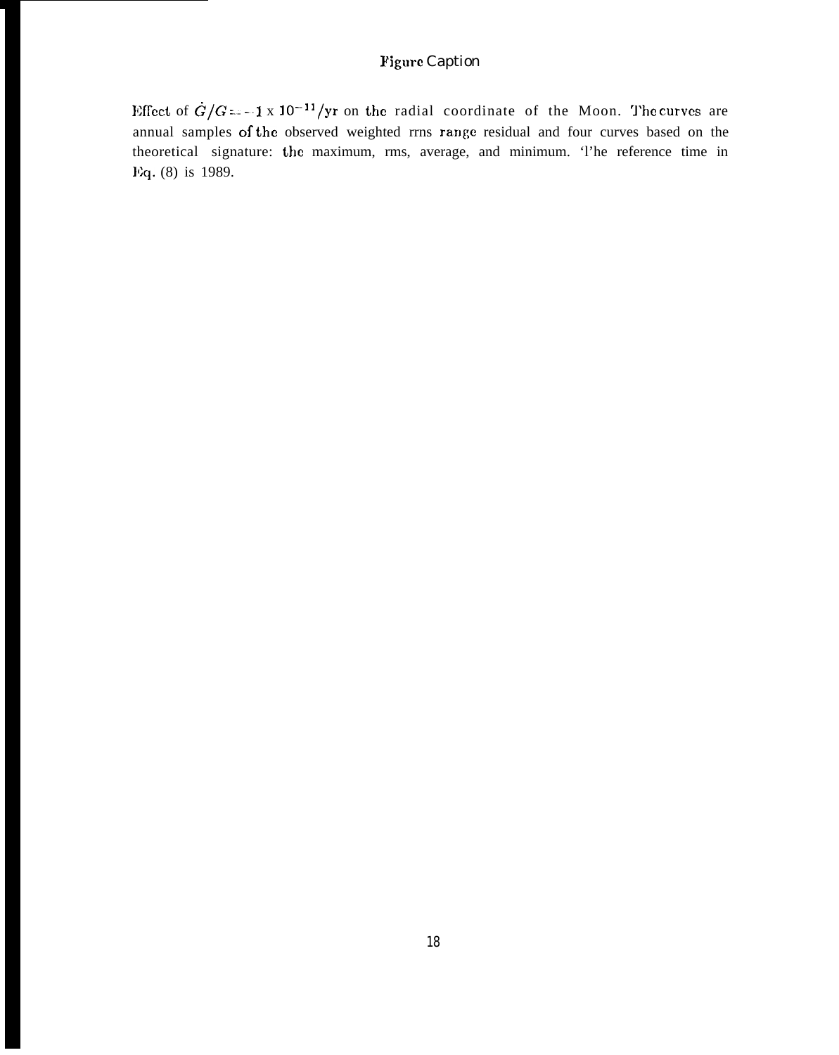# Figure Caption

Effect of $\dot{G}/G = -1 \times 10^{-11}$/yr on the radial coordinate of the Moon. The curves are annual samples of the observed weighted rms range residual and four curves based on the theoretical signature: the maximum, rms, average, and minimum. The reference time in Eq. (8) is 1989.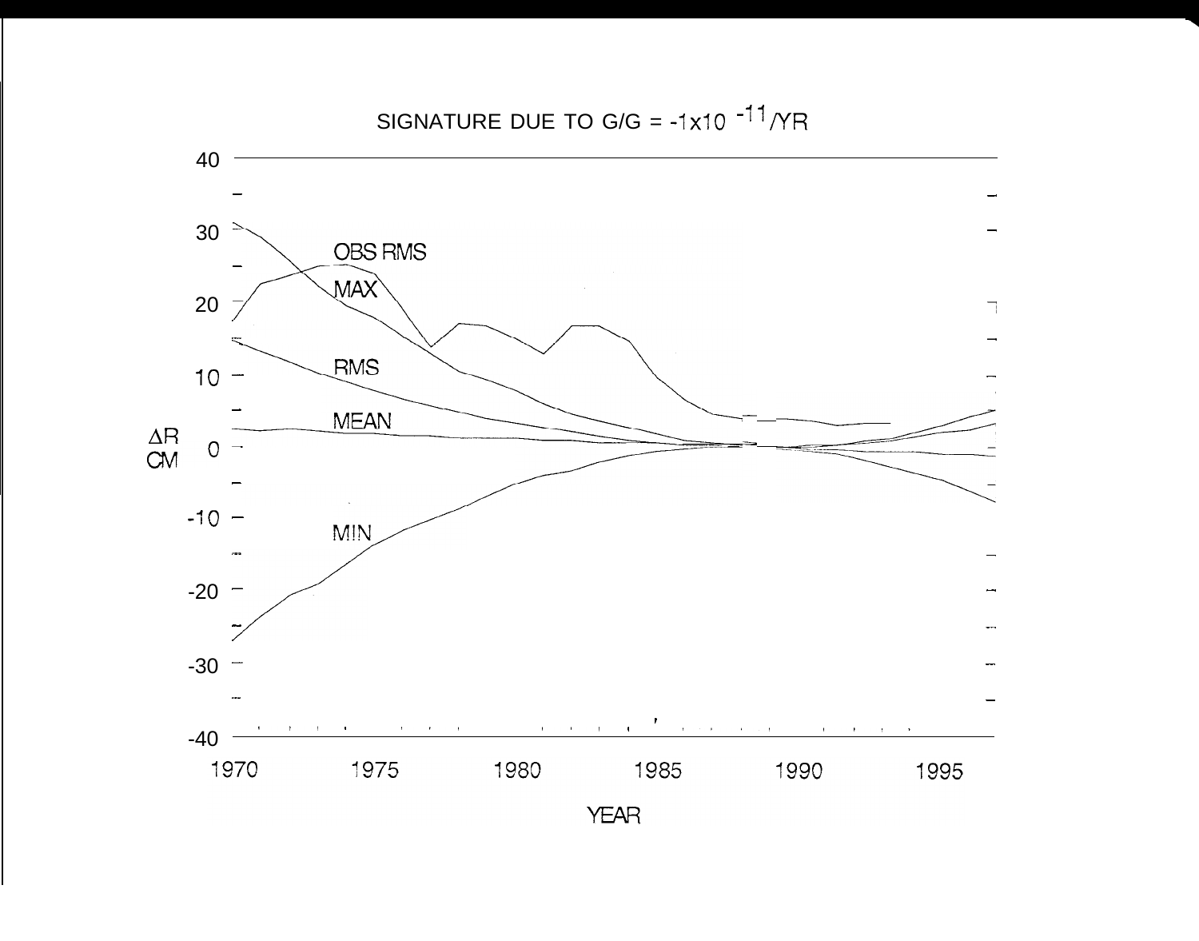SIGNATURE DUE TO $\dot{G}/G = -1\times10^{-11}$/YR

40
30
20
10
0
-10
-20
-30
-40

$\Delta$R
CM

OBS RMS
MAX
RMS
MEAN
MIN

1970
1975
1980
1985
1990
1995

YEAR